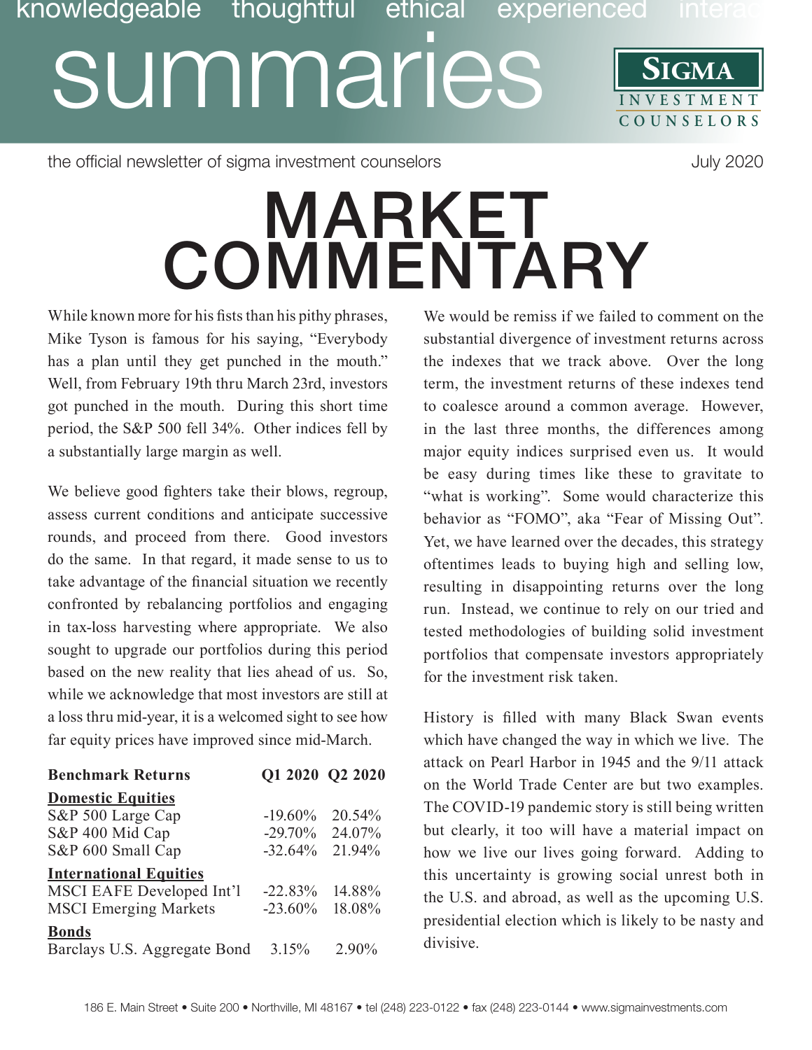knowledgeable thoughtful ethical experienced interac

# summaries

SIGMA INVESTMENT COUNSELORS

the official newsletter of sigma investment counselors

July 2020

# MARKET COMMENTARY

While known more for his fists than his pithy phrases, Mike Tyson is famous for his saying, "Everybody has a plan until they get punched in the mouth." Well, from February 19th thru March 23rd, investors got punched in the mouth. During this short time period, the S&P 500 fell 34%. Other indices fell by a substantially large margin as well.

We believe good fighters take their blows, regroup, assess current conditions and anticipate successive rounds, and proceed from there. Good investors do the same. In that regard, it made sense to us to take advantage of the financial situation we recently confronted by rebalancing portfolios and engaging in tax-loss harvesting where appropriate. We also sought to upgrade our portfolios during this period based on the new reality that lies ahead of us. So, while we acknowledge that most investors are still at a loss thru mid-year, it is a welcomed sight to see how far equity prices have improved since mid-March.

| **Benchmark Returns** | **Q1 2020** | **Q2 2020** |
|---|---|---|
| **Domestic Equities** | | |
| S&P 500 Large Cap | -19.60% | 20.54% |
| S&P 400 Mid Cap | -29.70% | 24.07% |
| S&P 600 Small Cap | -32.64% | 21.94% |
| **International Equities** | | |
| MSCI EAFE Developed Int'l | -22.83% | 14.88% |
| MSCI Emerging Markets | -23.60% | 18.08% |
| **Bonds** | | |
| Barclays U.S. Aggregate Bond | 3.15% | 2.90% |

We would be remiss if we failed to comment on the substantial divergence of investment returns across the indexes that we track above. Over the long term, the investment returns of these indexes tend to coalesce around a common average. However, in the last three months, the differences among major equity indices surprised even us. It would be easy during times like these to gravitate to "what is working". Some would characterize this behavior as "FOMO", aka "Fear of Missing Out". Yet, we have learned over the decades, this strategy oftentimes leads to buying high and selling low, resulting in disappointing returns over the long run. Instead, we continue to rely on our tried and tested methodologies of building solid investment portfolios that compensate investors appropriately for the investment risk taken.

History is filled with many Black Swan events which have changed the way in which we live. The attack on Pearl Harbor in 1945 and the 9/11 attack on the World Trade Center are but two examples. The COVID-19 pandemic story is still being written but clearly, it too will have a material impact on how we live our lives going forward. Adding to this uncertainty is growing social unrest both in the U.S. and abroad, as well as the upcoming U.S. presidential election which is likely to be nasty and divisive.

186 E. Main Street • Suite 200 • Northville, MI 48167 • tel (248) 223-0122 • fax (248) 223-0144 • www.sigmainvestments.com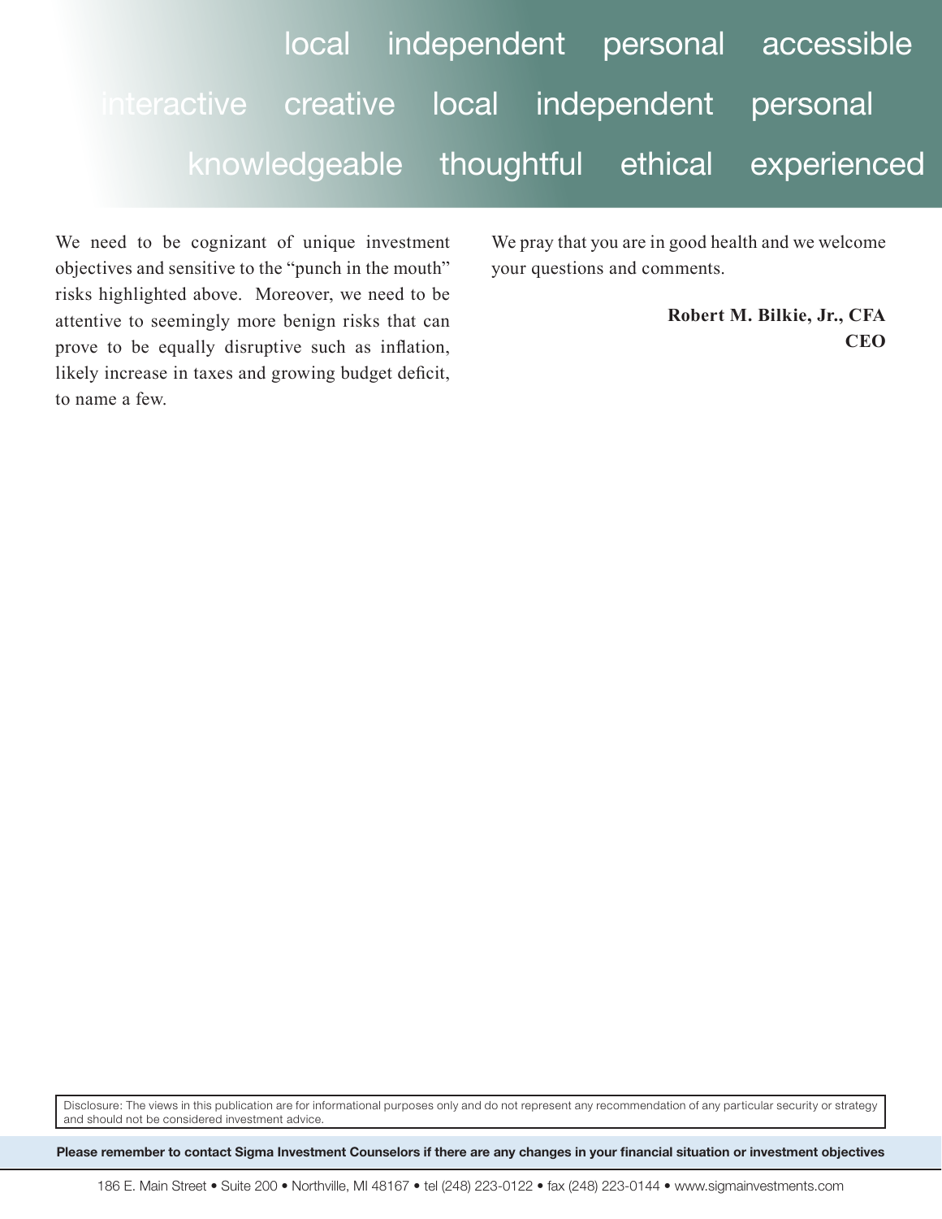We need to be cognizant of unique investment objectives and sensitive to the "punch in the mouth" risks highlighted above. Moreover, we need to be attentive to seemingly more benign risks that can prove to be equally disruptive such as inflation, likely increase in taxes and growing budget deficit, to name a few.

We pray that you are in good health and we welcome your questions and comments.

**Robert M. Bilkie, Jr., CFA**
**CEO**

Disclosure: The views in this publication are for informational purposes only and do not represent any recommendation of any particular security or strategy and should not be considered investment advice.

**Please remember to contact Sigma Investment Counselors if there are any changes in your financial situation or investment objectives**